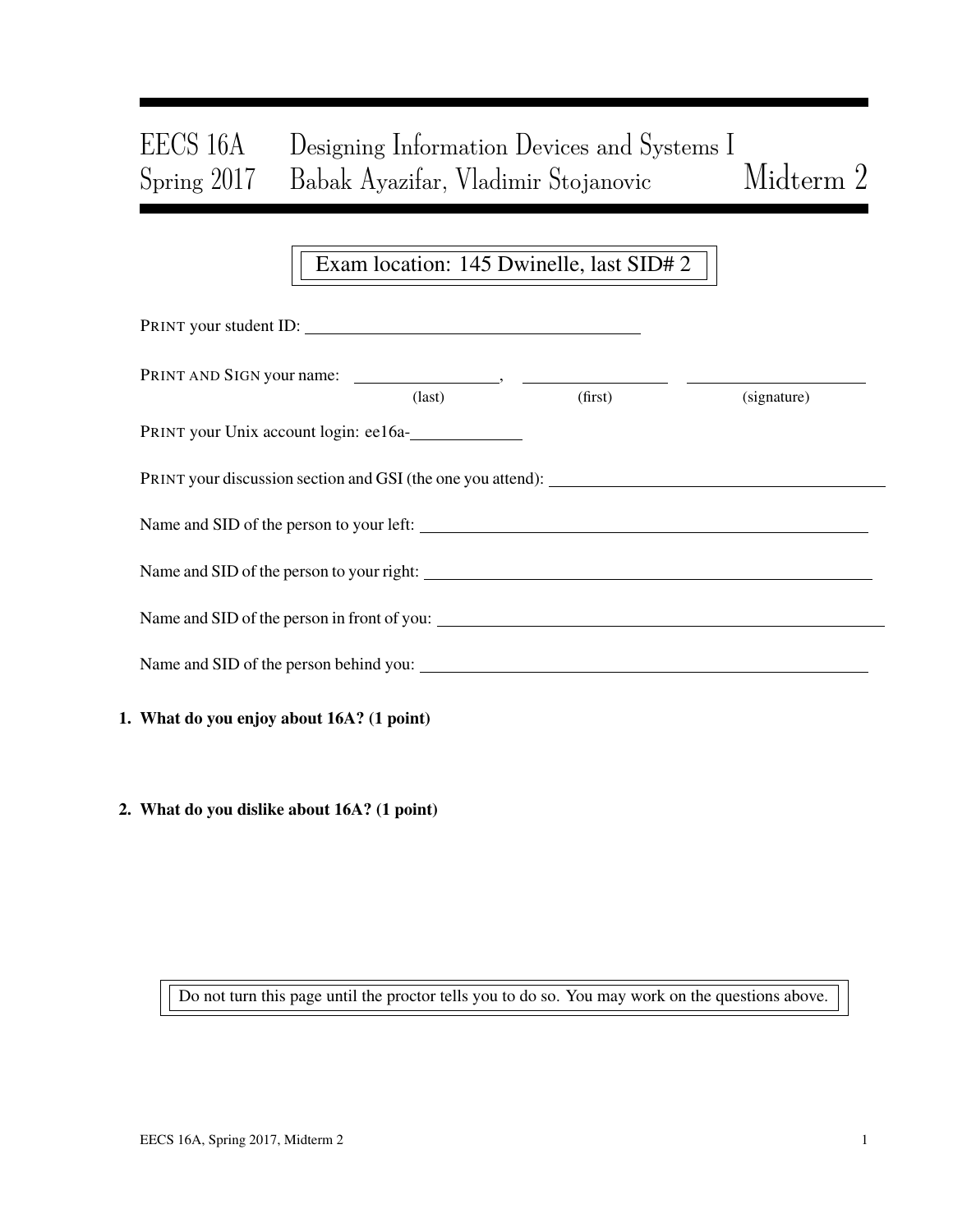# EECS 16A Designing Information Devices and Systems I
## Spring 2017 Babak Ayazifar, Vladimir Stojanovic — Midterm 2

Exam location: 145 Dwinelle, last SID# 2

PRINT your student ID: ________________________________

PRINT AND SIGN your name: ________________, ________________ ________________
(last) (first) (signature)

PRINT your Unix account login: ee16a-____________

PRINT your discussion section and GSI (the one you attend): ________________________________

Name and SID of the person to your left: ________________________________

Name and SID of the person to your right: ________________________________

Name and SID of the person in front of you: ________________________________

Name and SID of the person behind you: ________________________________

**1. What do you enjoy about 16A? (1 point)**

**2. What do you dislike about 16A? (1 point)**

Do not turn this page until the proctor tells you to do so. You may work on the questions above.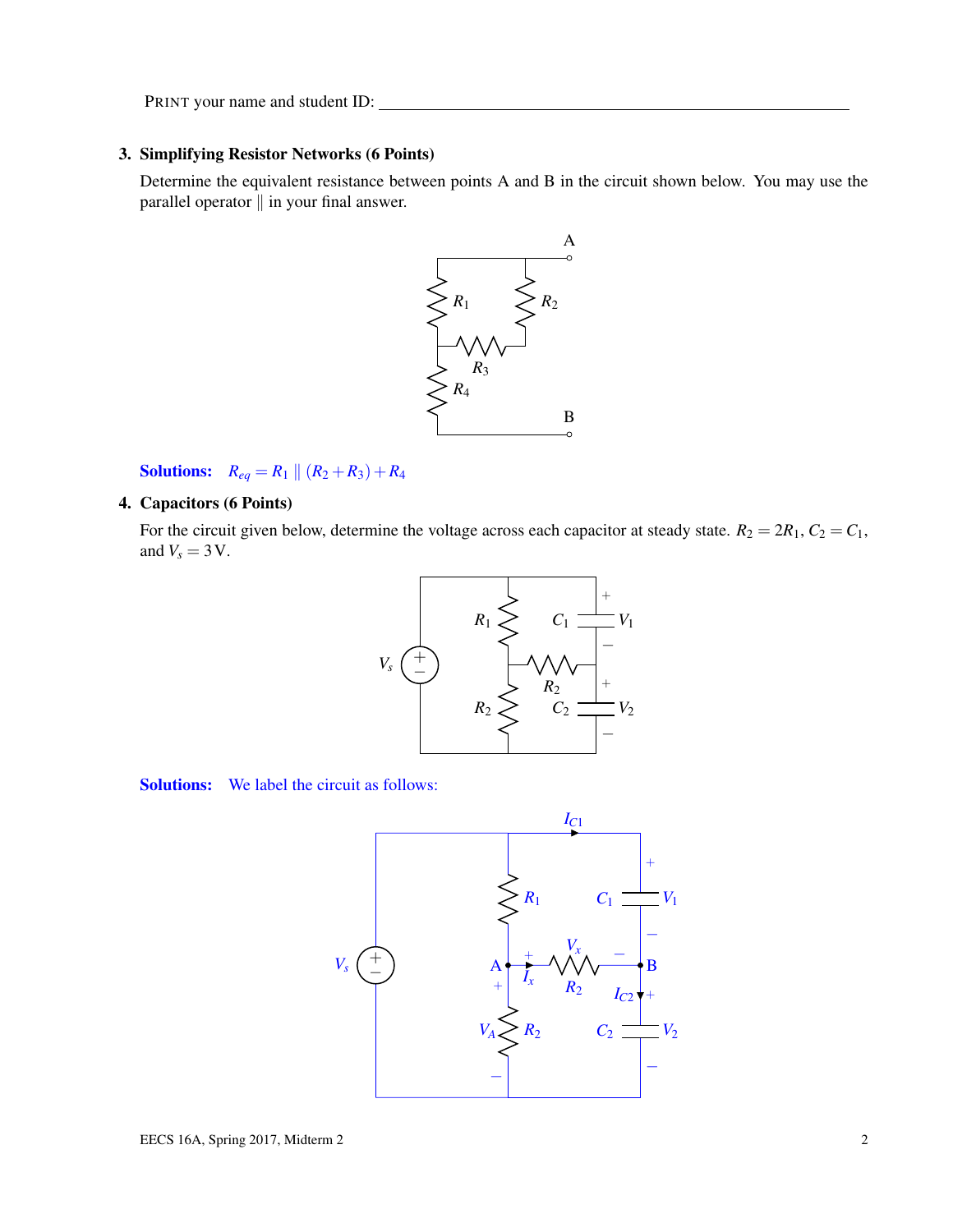PRINT your name and student ID: ____________________________________________

## 3. Simplifying Resistor Networks (6 Points)

Determine the equivalent resistance between points A and B in the circuit shown below. You may use the parallel operator $\|$ in your final answer.

**Solutions:** $R_{eq} = R_1 \parallel (R_2 + R_3) + R_4$

## 4. Capacitors (6 Points)

For the circuit given below, determine the voltage across each capacitor at steady state. $R_2 = 2R_1$, $C_2 = C_1$, and $V_s = 3\,\text{V}$.

**Solutions:** We label the circuit as follows: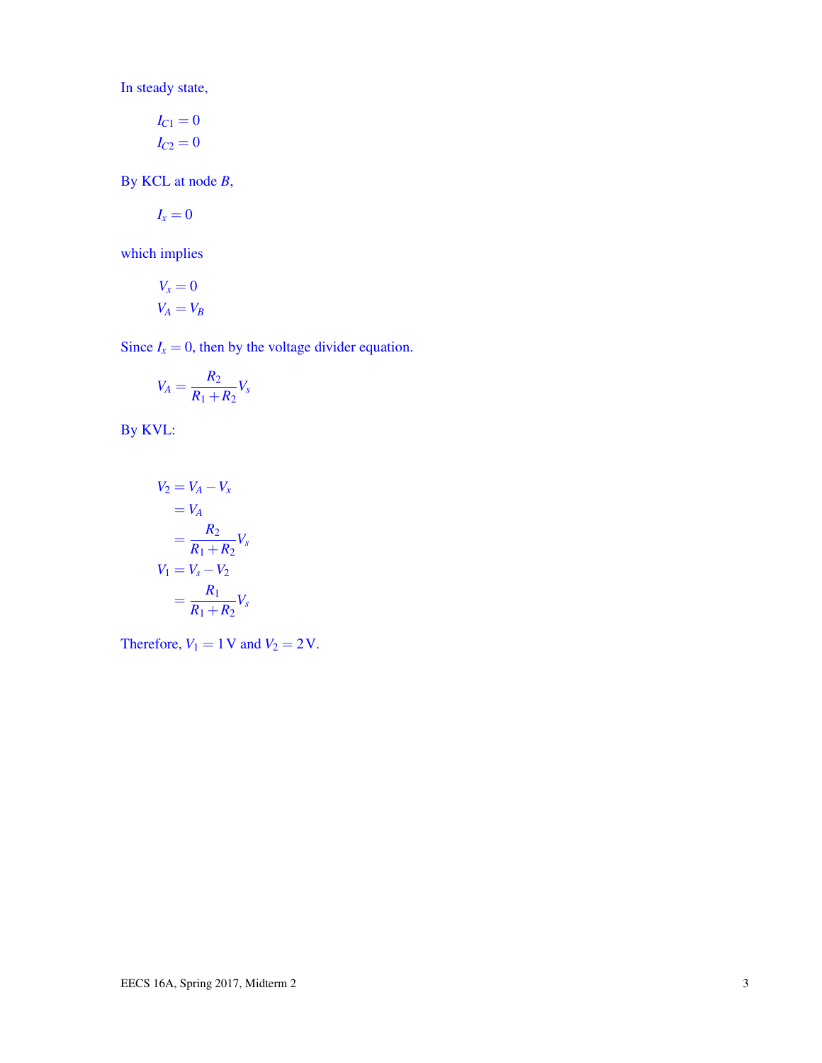In steady state,

$$I_{C1} = 0$$
$$I_{C2} = 0$$

By KCL at node $B$,

$$I_x = 0$$

which implies

$$V_x = 0$$
$$V_A = V_B$$

Since $I_x = 0$, then by the voltage divider equation.

$$V_A = \frac{R_2}{R_1 + R_2} V_s$$

By KVL:

$$\begin{aligned}
V_2 &= V_A - V_x \\
&= V_A \\
&= \frac{R_2}{R_1 + R_2} V_s \\
V_1 &= V_s - V_2 \\
&= \frac{R_1}{R_1 + R_2} V_s
\end{aligned}$$

Therefore, $V_1 = 1\,\text{V}$ and $V_2 = 2\,\text{V}$.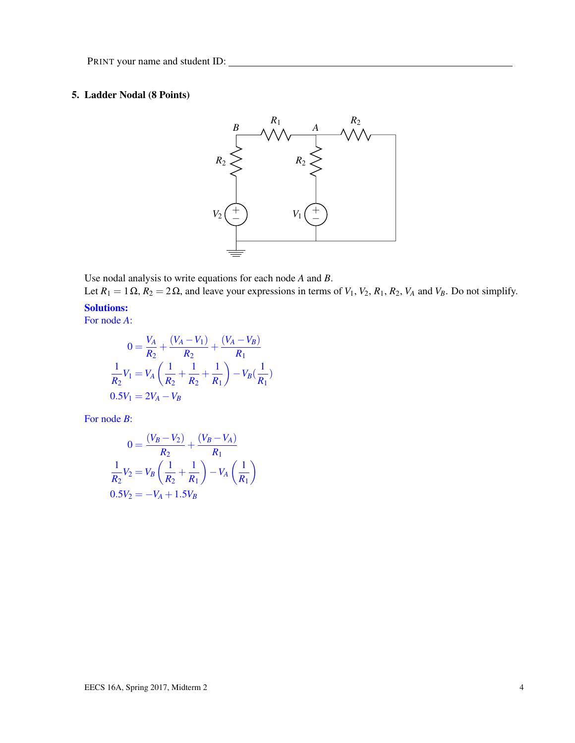PRINT your name and student ID: ________________________________

## 5. Ladder Nodal (8 Points)

Use nodal analysis to write equations for each node $A$ and $B$.
Let $R_1 = 1\,\Omega$, $R_2 = 2\,\Omega$, and leave your expressions in terms of $V_1$, $V_2$, $R_1$, $R_2$, $V_A$ and $V_B$. Do not simplify.

**Solutions:**

For node $A$:

$$0 = \frac{V_A}{R_2} + \frac{(V_A - V_1)}{R_2} + \frac{(V_A - V_B)}{R_1}$$

$$\frac{1}{R_2}V_1 = V_A\left(\frac{1}{R_2} + \frac{1}{R_2} + \frac{1}{R_1}\right) - V_B\left(\frac{1}{R_1}\right)$$

$$0.5V_1 = 2V_A - V_B$$

For node $B$:

$$0 = \frac{(V_B - V_2)}{R_2} + \frac{(V_B - V_A)}{R_1}$$

$$\frac{1}{R_2}V_2 = V_B\left(\frac{1}{R_2} + \frac{1}{R_1}\right) - V_A\left(\frac{1}{R_1}\right)$$

$$0.5V_2 = -V_A + 1.5V_B$$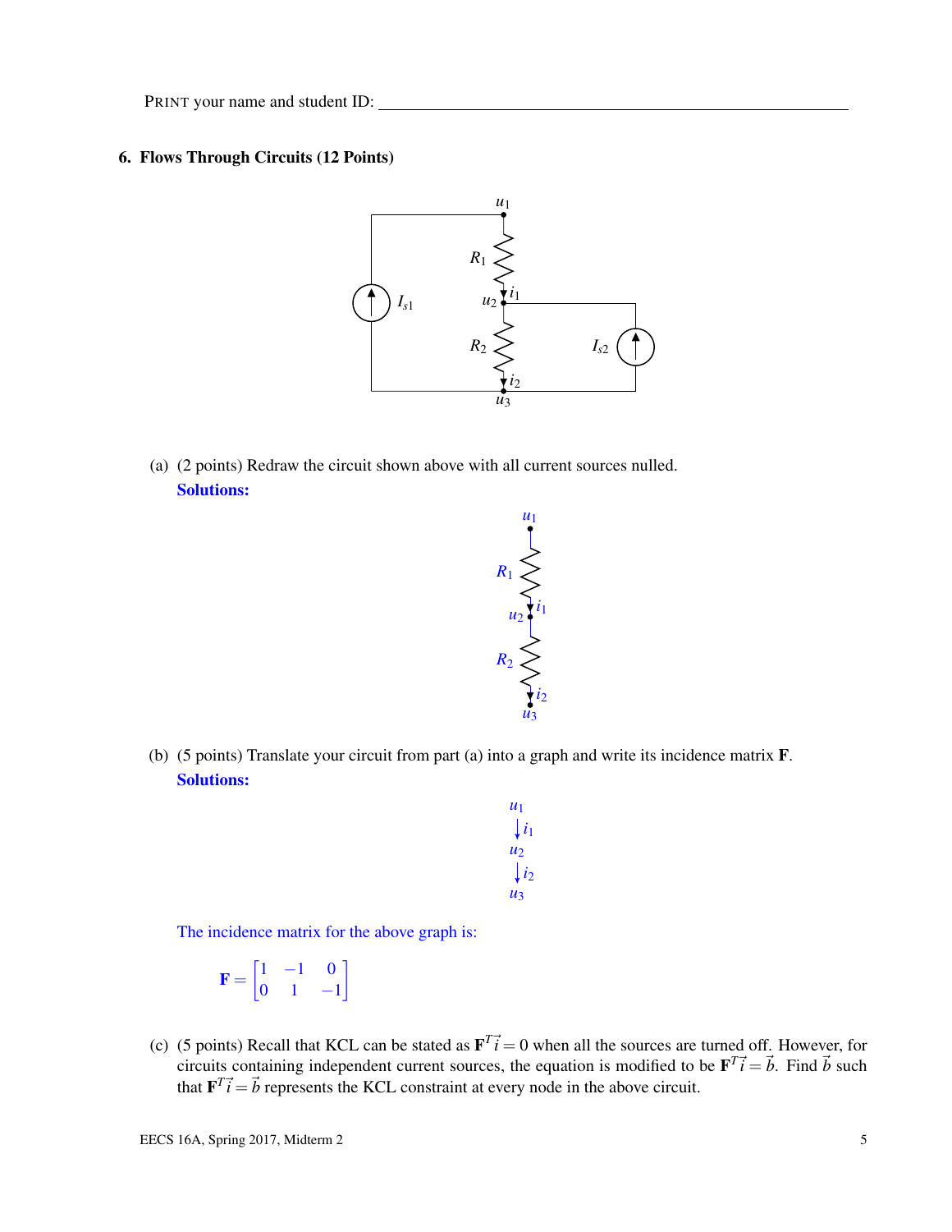PRINT your name and student ID: ____________________________________________

## 6. Flows Through Circuits (12 Points)

(a) (2 points) Redraw the circuit shown above with all current sources nulled.

**Solutions:**

(b) (5 points) Translate your circuit from part (a) into a graph and write its incidence matrix $\mathbf{F}$.

**Solutions:**

$u_1$

$\downarrow i_1$

$u_2$

$\downarrow i_2$

$u_3$

The incidence matrix for the above graph is:

$$\mathbf{F} = \begin{bmatrix} 1 & -1 & 0 \\ 0 & 1 & -1 \end{bmatrix}$$

(c) (5 points) Recall that KCL can be stated as $\mathbf{F}^T \vec{i} = 0$ when all the sources are turned off. However, for circuits containing independent current sources, the equation is modified to be $\mathbf{F}^T \vec{i} = \vec{b}$. Find $\vec{b}$ such that $\mathbf{F}^T \vec{i} = \vec{b}$ represents the KCL constraint at every node in the above circuit.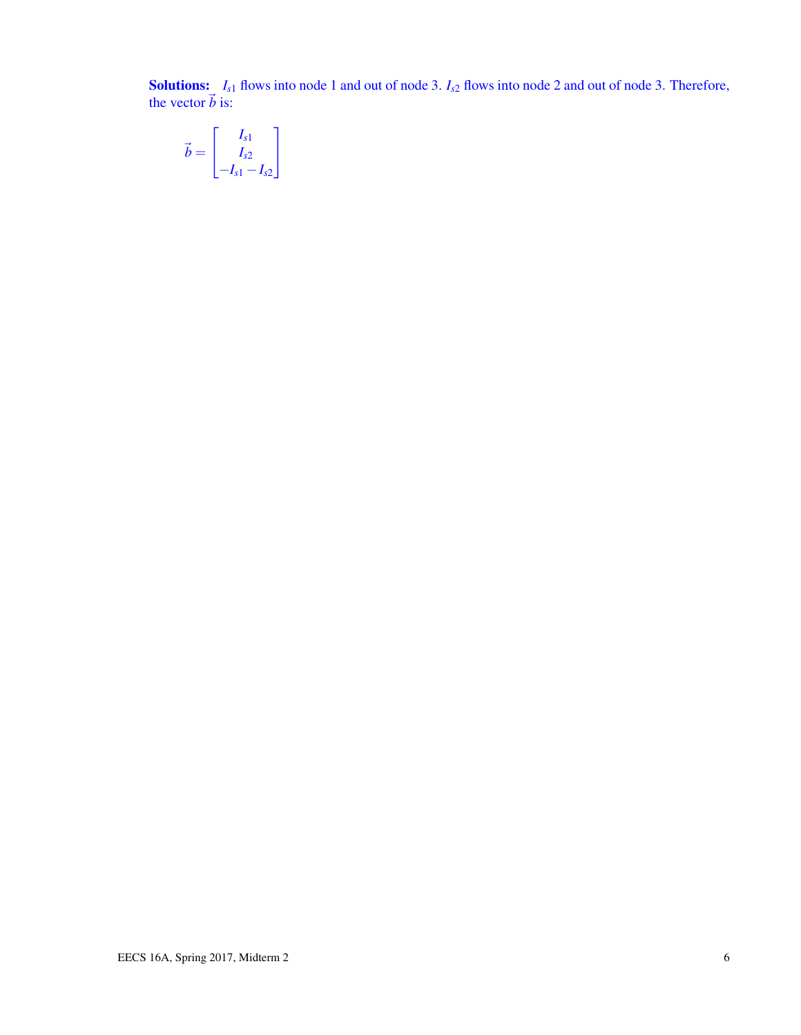**Solutions:** $I_{s1}$ flows into node 1 and out of node 3. $I_{s2}$ flows into node 2 and out of node 3. Therefore, the vector $\vec{b}$ is:

$$\vec{b} = \begin{bmatrix} I_{s1} \\ I_{s2} \\ -I_{s1} - I_{s2} \end{bmatrix}$$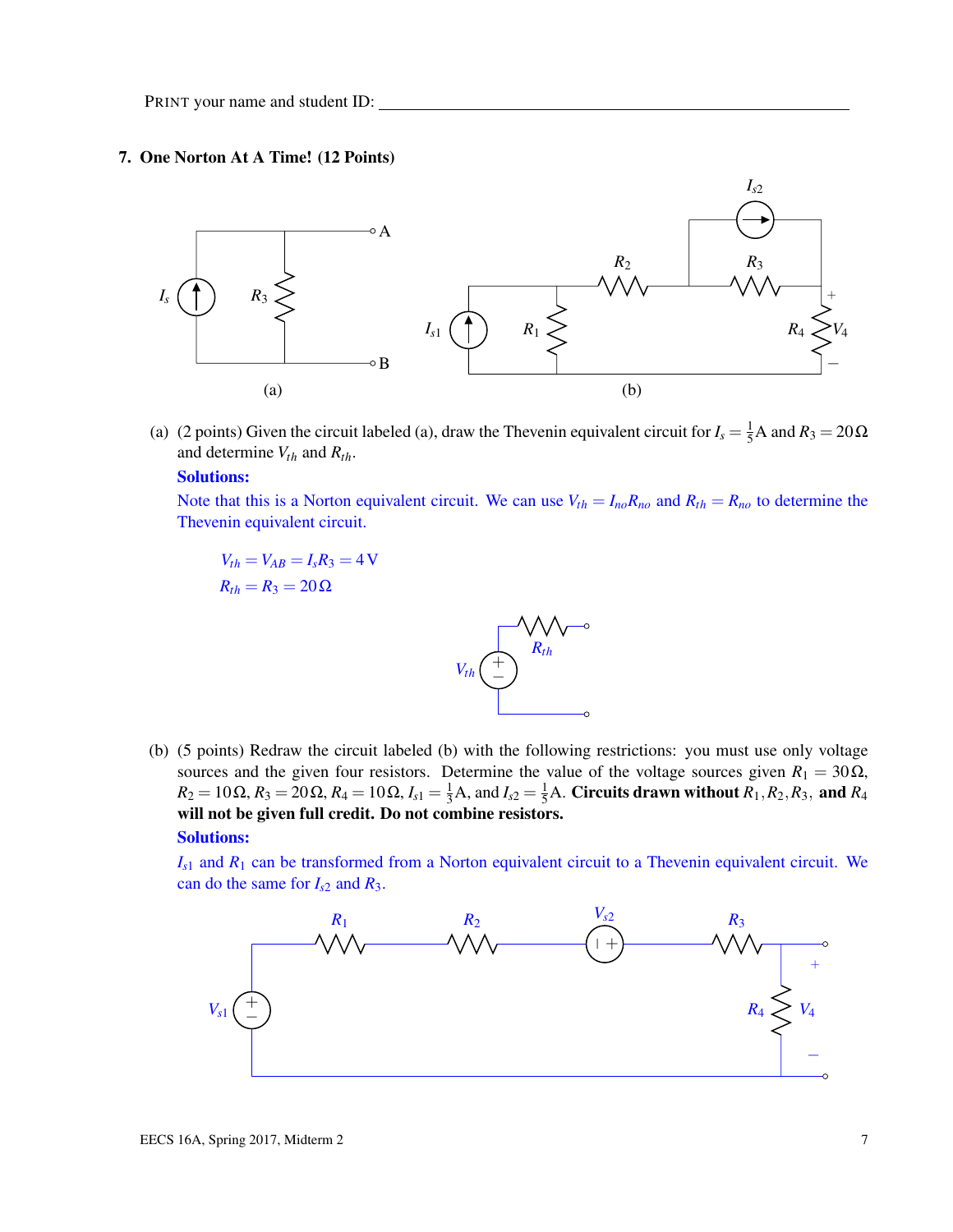PRINT your name and student ID: ______________________________

## 7. One Norton At A Time! (12 Points)

(a) (b)

(a) (2 points) Given the circuit labeled (a), draw the Thevenin equivalent circuit for $I_s = \frac{1}{5}$A and $R_3 = 20\,\Omega$ and determine $V_{th}$ and $R_{th}$.

**Solutions:**

Note that this is a Norton equivalent circuit. We can use $V_{th} = I_{no}R_{no}$ and $R_{th} = R_{no}$ to determine the Thevenin equivalent circuit.

$$V_{th} = V_{AB} = I_s R_3 = 4\,\text{V}$$

$$R_{th} = R_3 = 20\,\Omega$$

(b) (5 points) Redraw the circuit labeled (b) with the following restrictions: you must use only voltage sources and the given four resistors. Determine the value of the voltage sources given $R_1 = 30\,\Omega$, $R_2 = 10\,\Omega$, $R_3 = 20\,\Omega$, $R_4 = 10\,\Omega$, $I_{s1} = \frac{1}{3}$A, and $I_{s2} = \frac{1}{5}$A. **Circuits drawn without $R_1, R_2, R_3,$ and $R_4$ will not be given full credit. Do not combine resistors.**

**Solutions:**

$I_{s1}$ and $R_1$ can be transformed from a Norton equivalent circuit to a Thevenin equivalent circuit. We can do the same for $I_{s2}$ and $R_3$.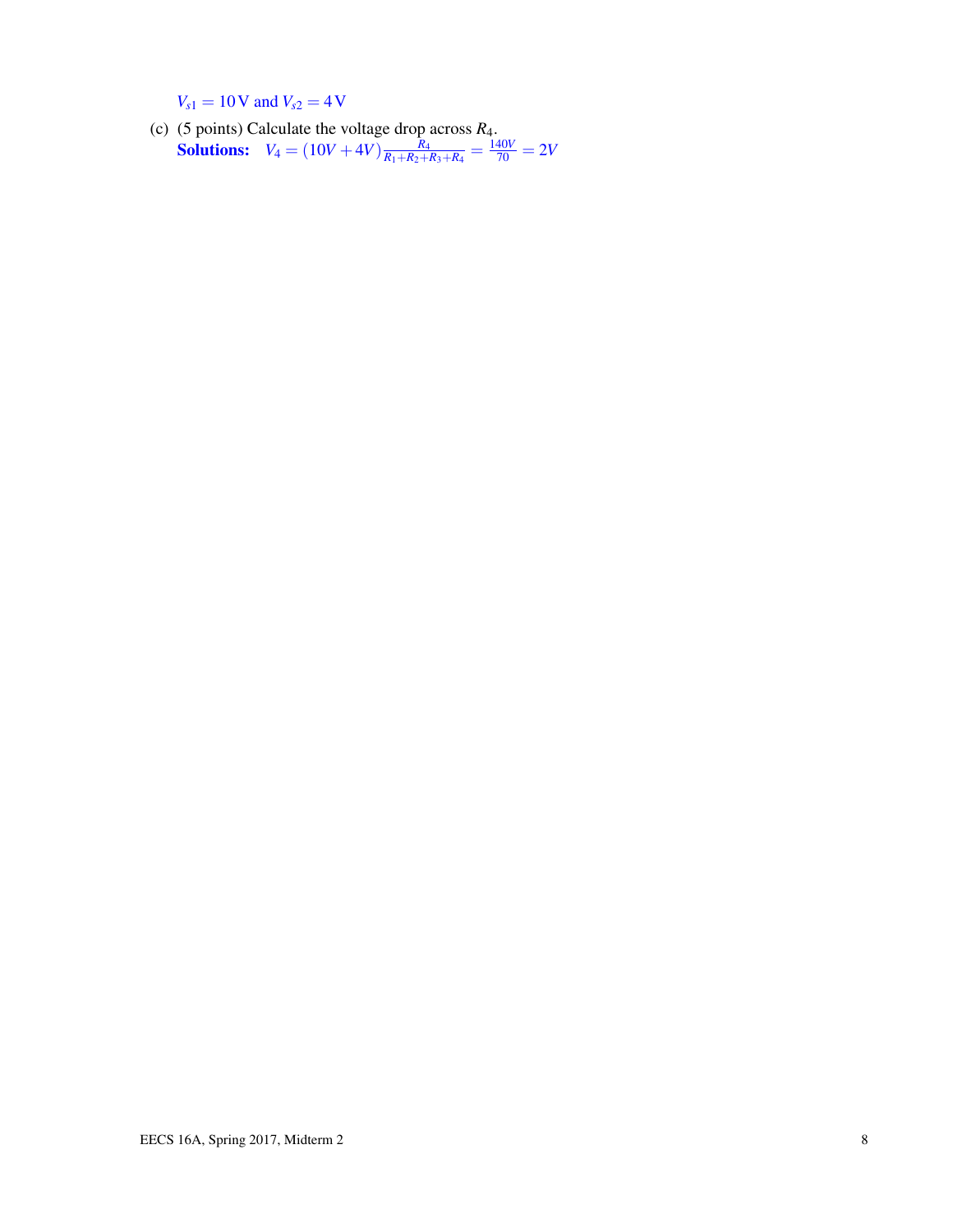$V_{s1} = 10\,\text{V}$ and $V_{s2} = 4\,\text{V}$

(c) (5 points) Calculate the voltage drop across $R_4$.

**Solutions:** $V_4 = (10V + 4V)\frac{R_4}{R_1+R_2+R_3+R_4} = \frac{140V}{70} = 2V$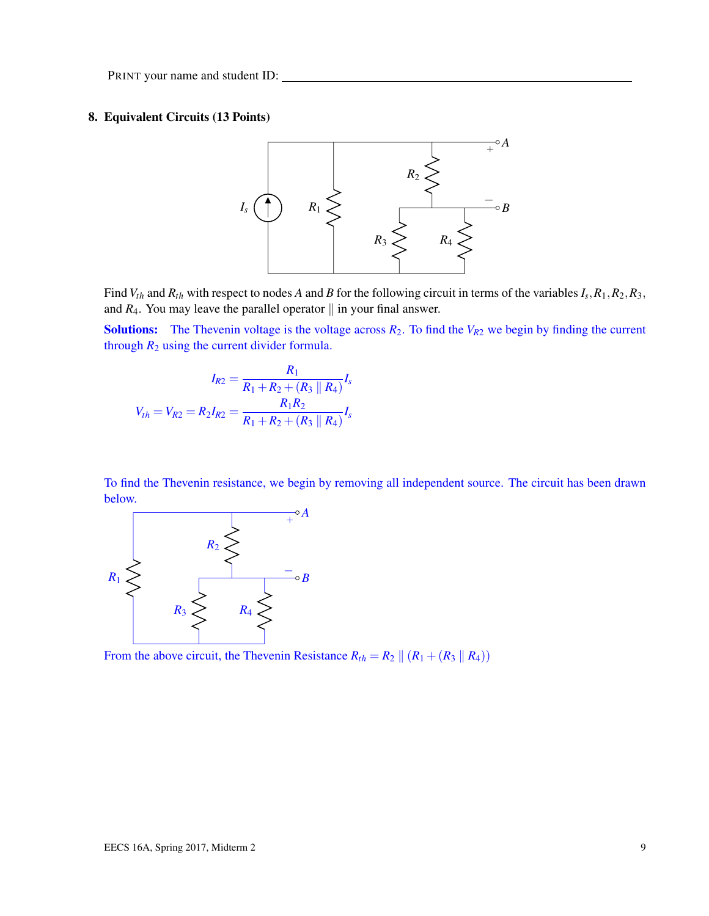PRINT your name and student ID: ___________________________________________

## 8. Equivalent Circuits (13 Points)

Find $V_{th}$ and $R_{th}$ with respect to nodes $A$ and $B$ for the following circuit in terms of the variables $I_s, R_1, R_2, R_3$, and $R_4$. You may leave the parallel operator $\|$ in your final answer.

**Solutions:** The Thevenin voltage is the voltage across $R_2$. To find the $V_{R2}$ we begin by finding the current through $R_2$ using the current divider formula.

$$I_{R2} = \frac{R_1}{R_1 + R_2 + (R_3 \parallel R_4)} I_s$$

$$V_{th} = V_{R2} = R_2 I_{R2} = \frac{R_1 R_2}{R_1 + R_2 + (R_3 \parallel R_4)} I_s$$

To find the Thevenin resistance, we begin by removing all independent source. The circuit has been drawn below.

From the above circuit, the Thevenin Resistance $R_{th} = R_2 \parallel (R_1 + (R_3 \parallel R_4))$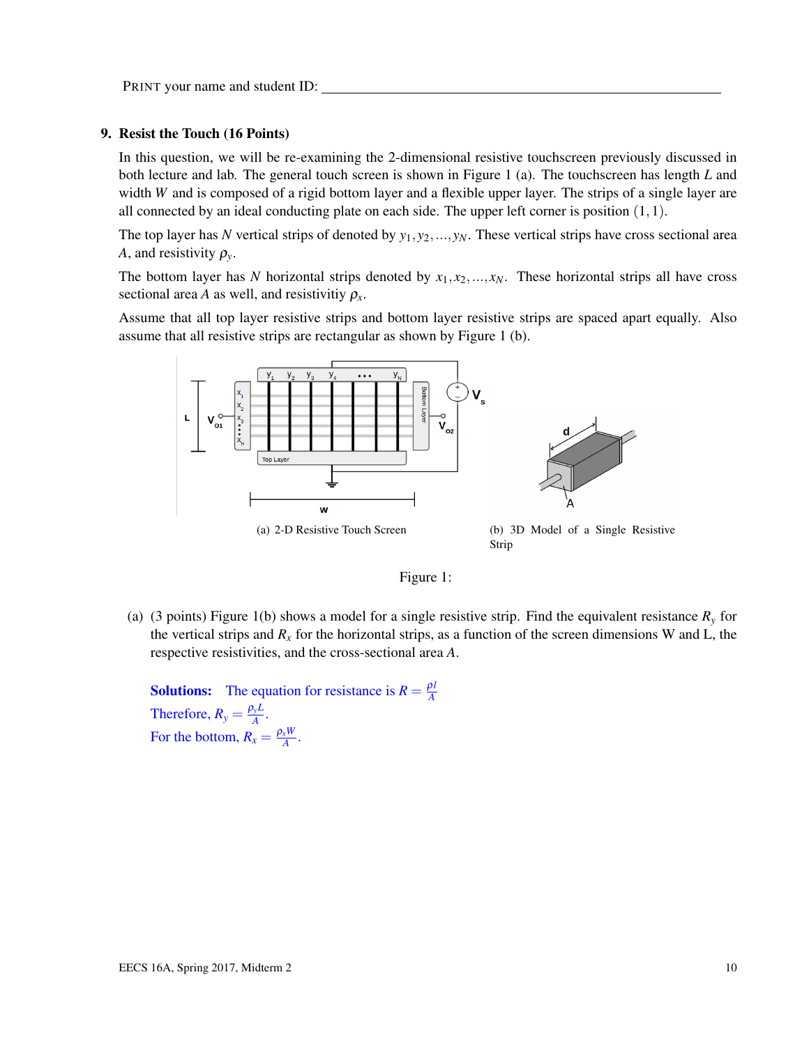PRINT your name and student ID: ____________________

## 9. Resist the Touch (16 Points)

In this question, we will be re-examining the 2-dimensional resistive touchscreen previously discussed in both lecture and lab. The general touch screen is shown in Figure 1 (a). The touchscreen has length $L$ and width $W$ and is composed of a rigid bottom layer and a flexible upper layer. The strips of a single layer are all connected by an ideal conducting plate on each side. The upper left corner is position $(1,1)$.

The top layer has $N$ vertical strips of denoted by $y_1, y_2, ..., y_N$. These vertical strips have cross sectional area $A$, and resistivity $\rho_y$.

The bottom layer has $N$ horizontal strips denoted by $x_1, x_2, ..., x_N$. These horizontal strips all have cross sectional area $A$ as well, and resistivitiy $\rho_x$.

Assume that all top layer resistive strips and bottom layer resistive strips are spaced apart equally. Also assume that all resistive strips are rectangular as shown by Figure 1 (b).

(a) 2-D Resistive Touch Screen

(b) 3D Model of a Single Resistive Strip

Figure 1:

(a) (3 points) Figure 1(b) shows a model for a single resistive strip. Find the equivalent resistance $R_y$ for the vertical strips and $R_x$ for the horizontal strips, as a function of the screen dimensions W and L, the respective resistivities, and the cross-sectional area $A$.

**Solutions:** The equation for resistance is $R = \frac{\rho l}{A}$

Therefore, $R_y = \frac{\rho_y L}{A}$.

For the bottom, $R_x = \frac{\rho_x W}{A}$.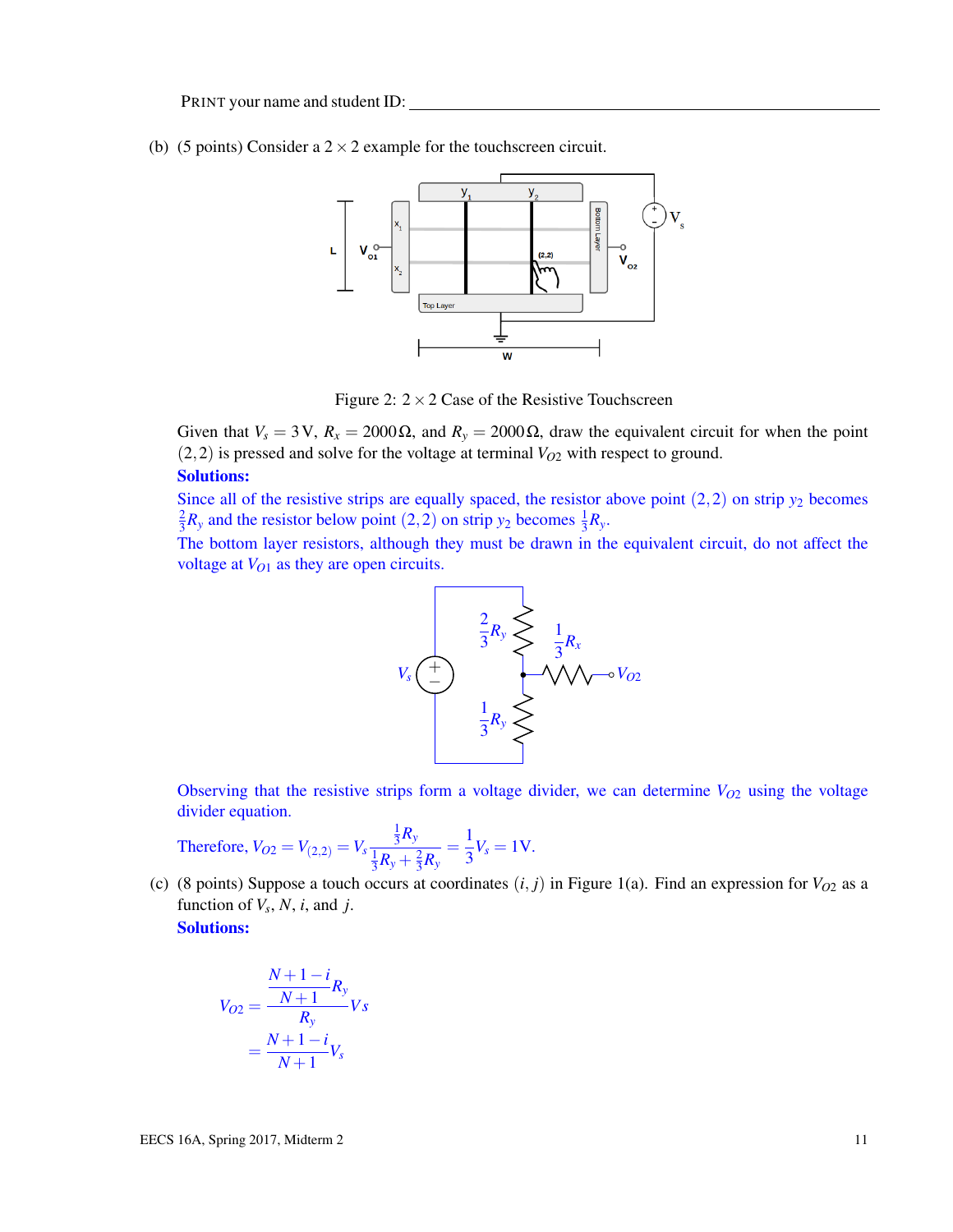PRINT your name and student ID: ______________________________

(b) (5 points) Consider a $2 \times 2$ example for the touchscreen circuit.

Figure 2: $2 \times 2$ Case of the Resistive Touchscreen

Given that $V_s = 3\,\text{V}$, $R_x = 2000\,\Omega$, and $R_y = 2000\,\Omega$, draw the equivalent circuit for when the point $(2,2)$ is pressed and solve for the voltage at terminal $V_{O2}$ with respect to ground.

**Solutions:**

Since all of the resistive strips are equally spaced, the resistor above point $(2,2)$ on strip $y_2$ becomes $\frac{2}{3}R_y$ and the resistor below point $(2,2)$ on strip $y_2$ becomes $\frac{1}{3}R_y$.

The bottom layer resistors, although they must be drawn in the equivalent circuit, do not affect the voltage at $V_{O1}$ as they are open circuits.

Observing that the resistive strips form a voltage divider, we can determine $V_{O2}$ using the voltage divider equation.

Therefore, $V_{O2} = V_{(2,2)} = V_s \dfrac{\frac{1}{3}R_y}{\frac{1}{3}R_y + \frac{2}{3}R_y} = \dfrac{1}{3}V_s = 1\text{V}$.

(c) (8 points) Suppose a touch occurs at coordinates $(i, j)$ in Figure 1(a). Find an expression for $V_{O2}$ as a function of $V_s$, $N$, $i$, and $j$.

**Solutions:**

$$
\begin{aligned}
V_{O2} &= \frac{\frac{N+1-i}{N+1}R_y}{R_y} Vs \\
&= \frac{N+1-i}{N+1} V_s
\end{aligned}
$$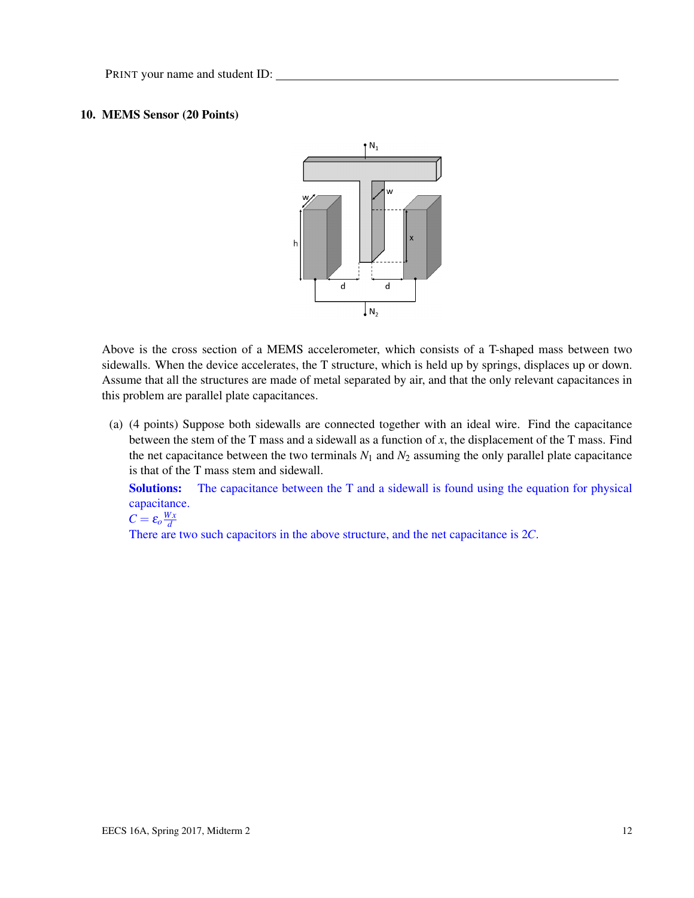PRINT your name and student ID: ____________________

## 10. MEMS Sensor (20 Points)

Above is the cross section of a MEMS accelerometer, which consists of a T-shaped mass between two sidewalls. When the device accelerates, the T structure, which is held up by springs, displaces up or down. Assume that all the structures are made of metal separated by air, and that the only relevant capacitances in this problem are parallel plate capacitances.

(a) (4 points) Suppose both sidewalls are connected together with an ideal wire. Find the capacitance between the stem of the T mass and a sidewall as a function of $x$, the displacement of the T mass. Find the net capacitance between the two terminals $N_1$ and $N_2$ assuming the only parallel plate capacitance is that of the T mass stem and sidewall.

**Solutions:** The capacitance between the T and a sidewall is found using the equation for physical capacitance.

$C = \varepsilon_o \frac{Wx}{d}$

There are two such capacitors in the above structure, and the net capacitance is $2C$.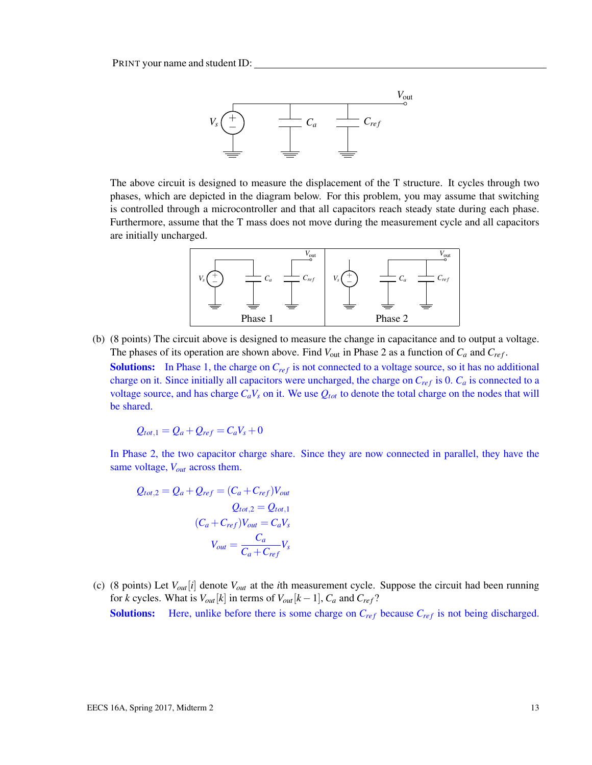PRINT your name and student ID: ______________________________

The above circuit is designed to measure the displacement of the T structure. It cycles through two phases, which are depicted in the diagram below. For this problem, you may assume that switching is controlled through a microcontroller and that all capacitors reach steady state during each phase. Furthermore, assume that the T mass does not move during the measurement cycle and all capacitors are initially uncharged.

(b) (8 points) The circuit above is designed to measure the change in capacitance and to output a voltage. The phases of its operation are shown above. Find $V_{\text{out}}$ in Phase 2 as a function of $C_a$ and $C_{ref}$.

**Solutions:** In Phase 1, the charge on $C_{ref}$ is not connected to a voltage source, so it has no additional charge on it. Since initially all capacitors were uncharged, the charge on $C_{ref}$ is 0. $C_a$ is connected to a voltage source, and has charge $C_a V_s$ on it. We use $Q_{tot}$ to denote the total charge on the nodes that will be shared.

$$Q_{tot,1} = Q_a + Q_{ref} = C_a V_s + 0$$

In Phase 2, the two capacitor charge share. Since they are now connected in parallel, they have the same voltage, $V_{out}$ across them.

$$Q_{tot,2} = Q_a + Q_{ref} = (C_a + C_{ref}) V_{out}$$

$$Q_{tot,2} = Q_{tot,1}$$

$$(C_a + C_{ref}) V_{out} = C_a V_s$$

$$V_{out} = \frac{C_a}{C_a + C_{ref}} V_s$$

(c) (8 points) Let $V_{out}[i]$ denote $V_{out}$ at the $i$th measurement cycle. Suppose the circuit had been running for $k$ cycles. What is $V_{out}[k]$ in terms of $V_{out}[k-1]$, $C_a$ and $C_{ref}$?

**Solutions:** Here, unlike before there is some charge on $C_{ref}$ because $C_{ref}$ is not being discharged.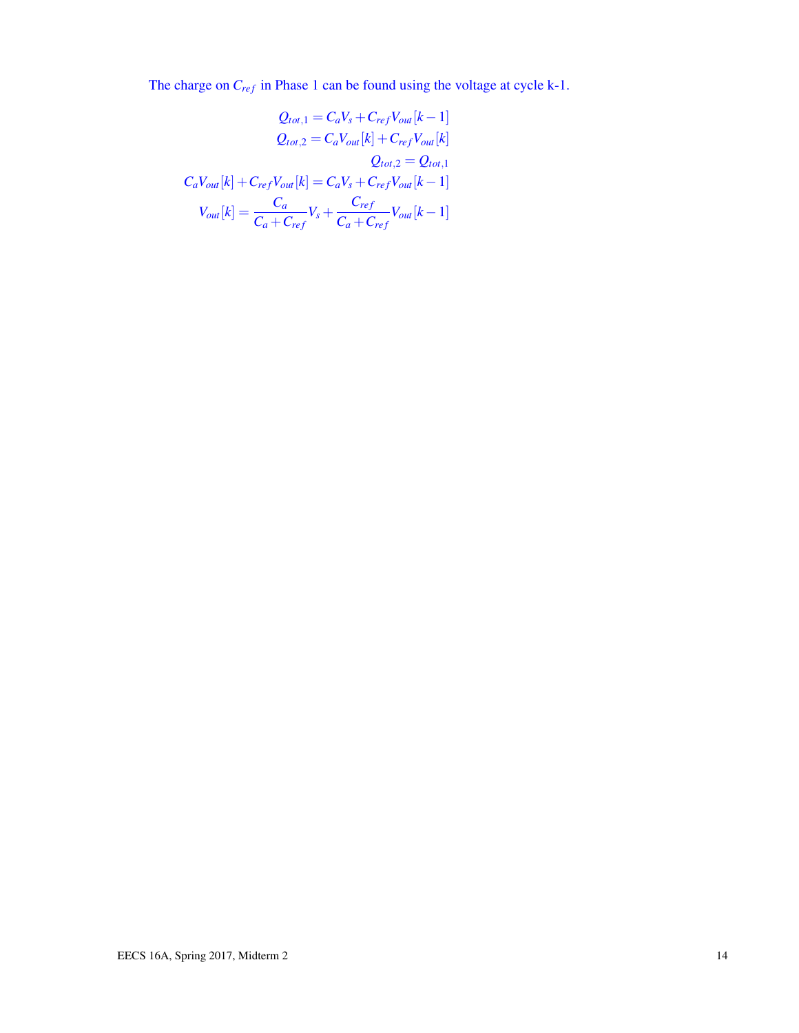The charge on $C_{ref}$ in Phase 1 can be found using the voltage at cycle k-1.

$$Q_{tot,1} = C_a V_s + C_{ref} V_{out}[k-1]$$

$$Q_{tot,2} = C_a V_{out}[k] + C_{ref} V_{out}[k]$$

$$Q_{tot,2} = Q_{tot,1}$$

$$C_a V_{out}[k] + C_{ref} V_{out}[k] = C_a V_s + C_{ref} V_{out}[k-1]$$

$$V_{out}[k] = \frac{C_a}{C_a + C_{ref}} V_s + \frac{C_{ref}}{C_a + C_{ref}} V_{out}[k-1]$$